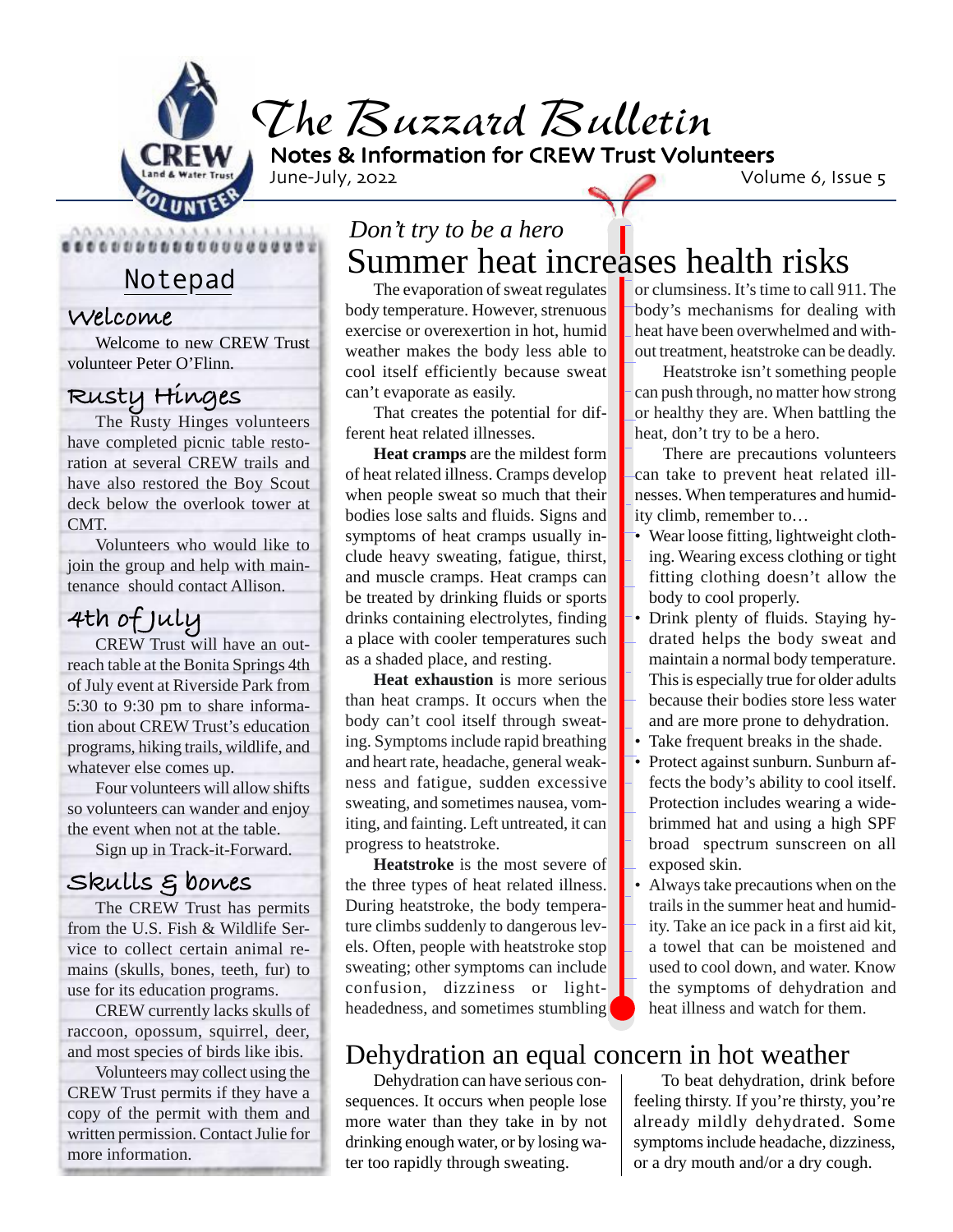# The Buzzard Bulletin

**Notes & Information for CREW Trust Volunteers**

June-July, 2022

Volume 6, Issue 5

## Notepad

### Welcome

Welcome to new CREW Trust volunteer Peter O'Flinn.

### Rusty Hinges

The Rusty Hinges volunteers have completed picnic table restoration at several CREW trails and have also restored the Boy Scout deck below the overlook tower at CMT.

Volunteers who would like to join the group and help with maintenance should contact Allison.

### 4th of July

CREW Trust will have an outreach table at the Bonita Springs 4th of July event at Riverside Park from 5:30 to 9:30 pm to share information about CREW Trust's education programs, hiking trails, wildlife, and whatever else comes up.

Four volunteers will allow shifts so volunteers can wander and enjoy the event when not at the table.

Sign up in Track-it-Forward.

### Skulls & bones

The CREW Trust has permits from the U.S. Fish & Wildlife Service to collect certain animal remains (skulls, bones, teeth, fur) to use for its education programs.

CREW currently lacks skulls of raccoon, opossum, squirrel, deer, and most species of birds like ibis.

Volunteers may collect using the CREW Trust permits if they have a copy of the permit with them and written permission. Contact Julie for more information.

*Don't try to be a hero*

## Summer heat increases health risks

The evaporation of sweat regulates body temperature. However, strenuous exercise or overexertion in hot, humid weather makes the body less able to cool itself efficiently because sweat can't evaporate as easily.

That creates the potential for different heat related illnesses.

**Heat cramps** are the mildest form of heat related illness. Cramps develop when people sweat so much that their bodies lose salts and fluids. Signs and symptoms of heat cramps usually include heavy sweating, fatigue, thirst, and muscle cramps. Heat cramps can be treated by drinking fluids or sports drinks containing electrolytes, finding a place with cooler temperatures such as a shaded place, and resting.

**Heat exhaustion** is more serious than heat cramps. It occurs when the body can't cool itself through sweating. Symptoms include rapid breathing and heart rate, headache, general weakness and fatigue, sudden excessive sweating, and sometimes nausea, vomiting, and fainting. Left untreated, it can progress to heatstroke.

**Heatstroke** is the most severe of the three types of heat related illness. During heatstroke, the body temperature climbs suddenly to dangerous levels. Often, people with heatstroke stop sweating; other symptoms can include confusion, dizziness or light-headedness, and sometimes stumbling or clumsiness. It's time to call 911. The body's mechanisms for dealing with heat have been overwhelmed and without treatment, heatstroke can be deadly.

Heatstroke isn't something people can push through, no matter how strong or healthy they are. When battling the heat, don't try to be a hero.

There are precautions volunteers can take to prevent heat related illnesses. When temperatures and humidity climb, remember to…

- Wear loose fitting, lightweight clothing. Wearing excess clothing or tight fitting clothing doesn't allow the body to cool properly.
- Drink plenty of fluids. Staying hydrated helps the body sweat and maintain a normal body temperature. This is especially true for older adults because their bodies store less water and are more prone to dehydration.
- Take frequent breaks in the shade.
- Protect against sunburn. Sunburn affects the body's ability to cool itself. Protection includes wearing a wide-brimmed hat and using a high SPF broad spectrum sunscreen on all exposed skin.
- Always take precautions when on the trails in the summer heat and humidity. Take an ice pack in a first aid kit, a towel that can be moistened and used to cool down, and water. Know the symptoms of dehydration and heat illness and watch for them.

## Dehydration an equal concern in hot weather

Dehydration can have serious consequences. It occurs when people lose more water than they take in by not drinking enough water, or by losing water too rapidly through sweating.

To beat dehydration, drink before feeling thirsty. If you're thirsty, you're already mildly dehydrated. Some symptoms include headache, dizziness, or a dry mouth and/or a dry cough.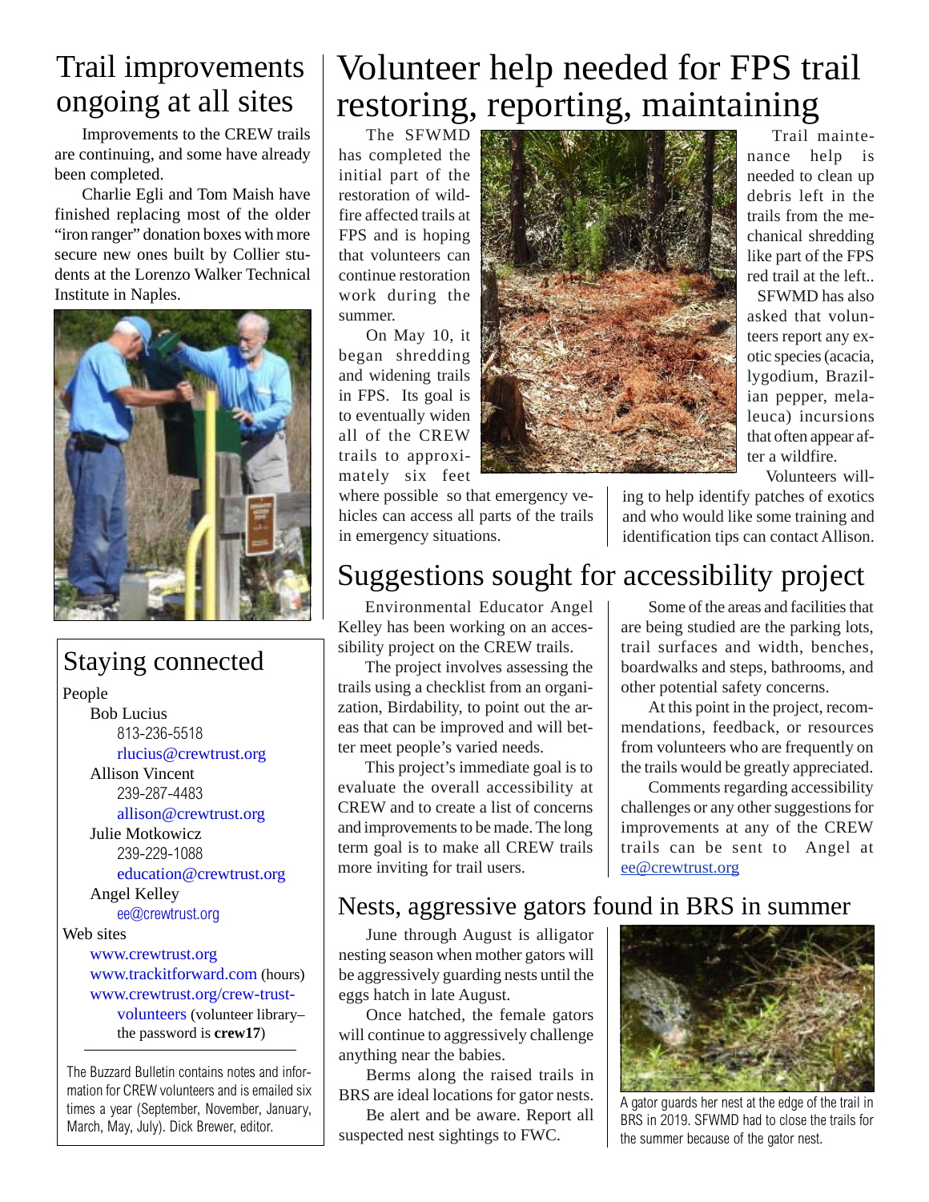## Trail improvements ongoing at all sites

Improvements to the CREW trails are continuing, and some have already been completed.

Charlie Egli and Tom Maish have finished replacing most of the older "iron ranger" donation boxes with more secure new ones built by Collier students at the Lorenzo Walker Technical Institute in Naples.

## Staying connected

People

- Bob Lucius
  - 813-236-5518
  - rlucius@crewtrust.org
- Allison Vincent
  - 239-287-4483
  - allison@crewtrust.org
- Julie Motkowicz
  - 239-229-1088
  - education@crewtrust.org
- Angel Kelley
  - ee@crewtrust.org

Web sites

- www.crewtrust.org
- www.trackitforward.com (hours)
- www.crewtrust.org/crew-trust-volunteers (volunteer library– the password is **crew17**)

The Buzzard Bulletin contains notes and information for CREW volunteers and is emailed six times a year (September, November, January, March, May, July). Dick Brewer, editor.

## Volunteer help needed for FPS trail restoring, reporting, maintaining

The SFWMD has completed the initial part of the restoration of wildfire affected trails at FPS and is hoping that volunteers can continue restoration work during the summer.

On May 10, it began shredding and widening trails in FPS. Its goal is to eventually widen all of the CREW trails to approximately six feet where possible so that emergency vehicles can access all parts of the trails in emergency situations.

Trail maintenance help is needed to clean up debris left in the trails from the mechanical shredding like part of the FPS red trail at the left..

SFWMD has also asked that volunteers report any exotic species (acacia, lygodium, Brazilian pepper, melaleuca) incursions that often appear after a wildfire.

Volunteers willing to help identify patches of exotics and who would like some training and identification tips can contact Allison.

## Suggestions sought for accessibility project

Environmental Educator Angel Kelley has been working on an accessibility project on the CREW trails.

The project involves assessing the trails using a checklist from an organization, Birdability, to point out the areas that can be improved and will better meet people's varied needs.

This project's immediate goal is to evaluate the overall accessibility at CREW and to create a list of concerns and improvements to be made. The long term goal is to make all CREW trails more inviting for trail users.

Some of the areas and facilities that are being studied are the parking lots, trail surfaces and width, benches, boardwalks and steps, bathrooms, and other potential safety concerns.

At this point in the project, recommendations, feedback, or resources from volunteers who are frequently on the trails would be greatly appreciated.

Comments regarding accessibility challenges or any other suggestions for improvements at any of the CREW trails can be sent to Angel at ee@crewtrust.org

## Nests, aggressive gators found in BRS in summer

June through August is alligator nesting season when mother gators will be aggressively guarding nests until the eggs hatch in late August.

Once hatched, the female gators will continue to aggressively challenge anything near the babies.

Berms along the raised trails in BRS are ideal locations for gator nests.

Be alert and be aware. Report all suspected nest sightings to FWC.

A gator guards her nest at the edge of the trail in BRS in 2019. SFWMD had to close the trails for the summer because of the gator nest.